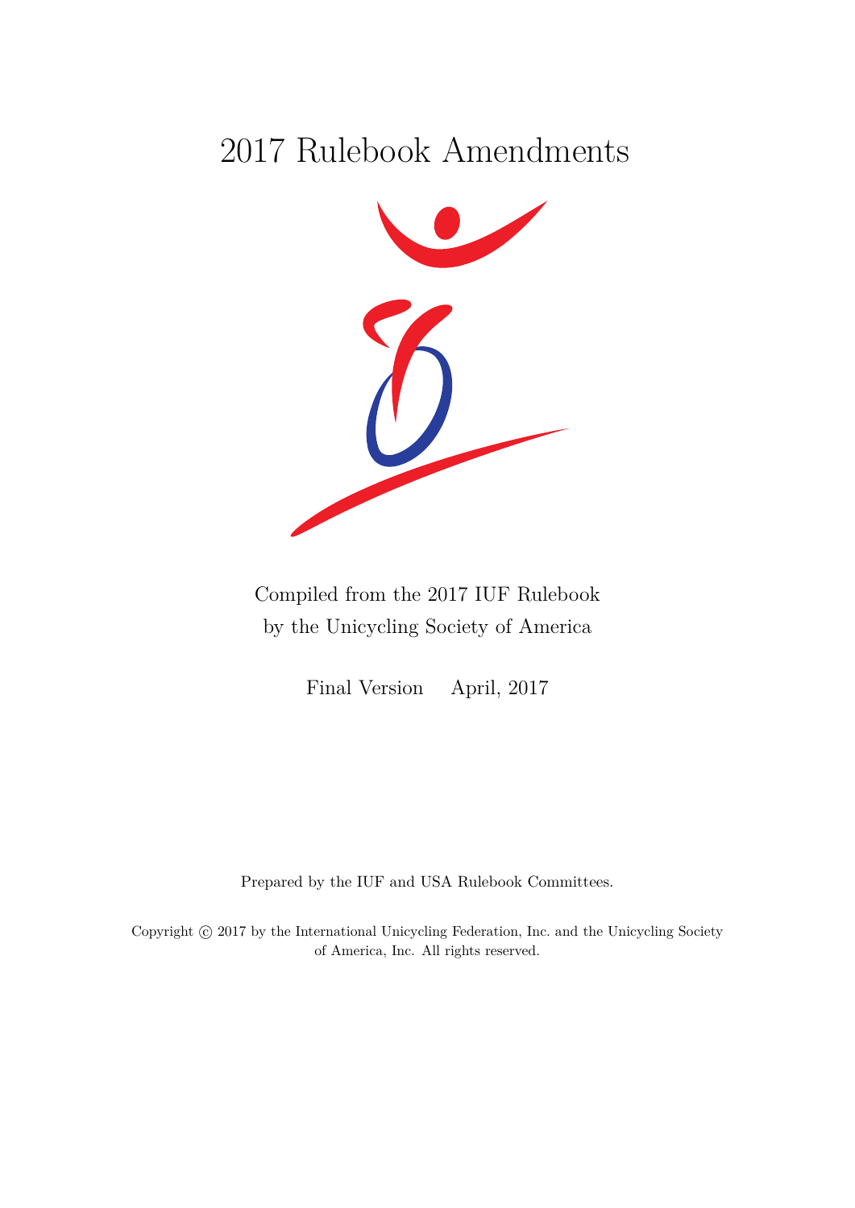# 2017 Rulebook Amendments

Compiled from the 2017 IUF Rulebook
by the Unicycling Society of America

Final Version April, 2017

Prepared by the IUF and USA Rulebook Committees.

Copyright © 2017 by the International Unicycling Federation, Inc. and the Unicycling Society of America, Inc. All rights reserved.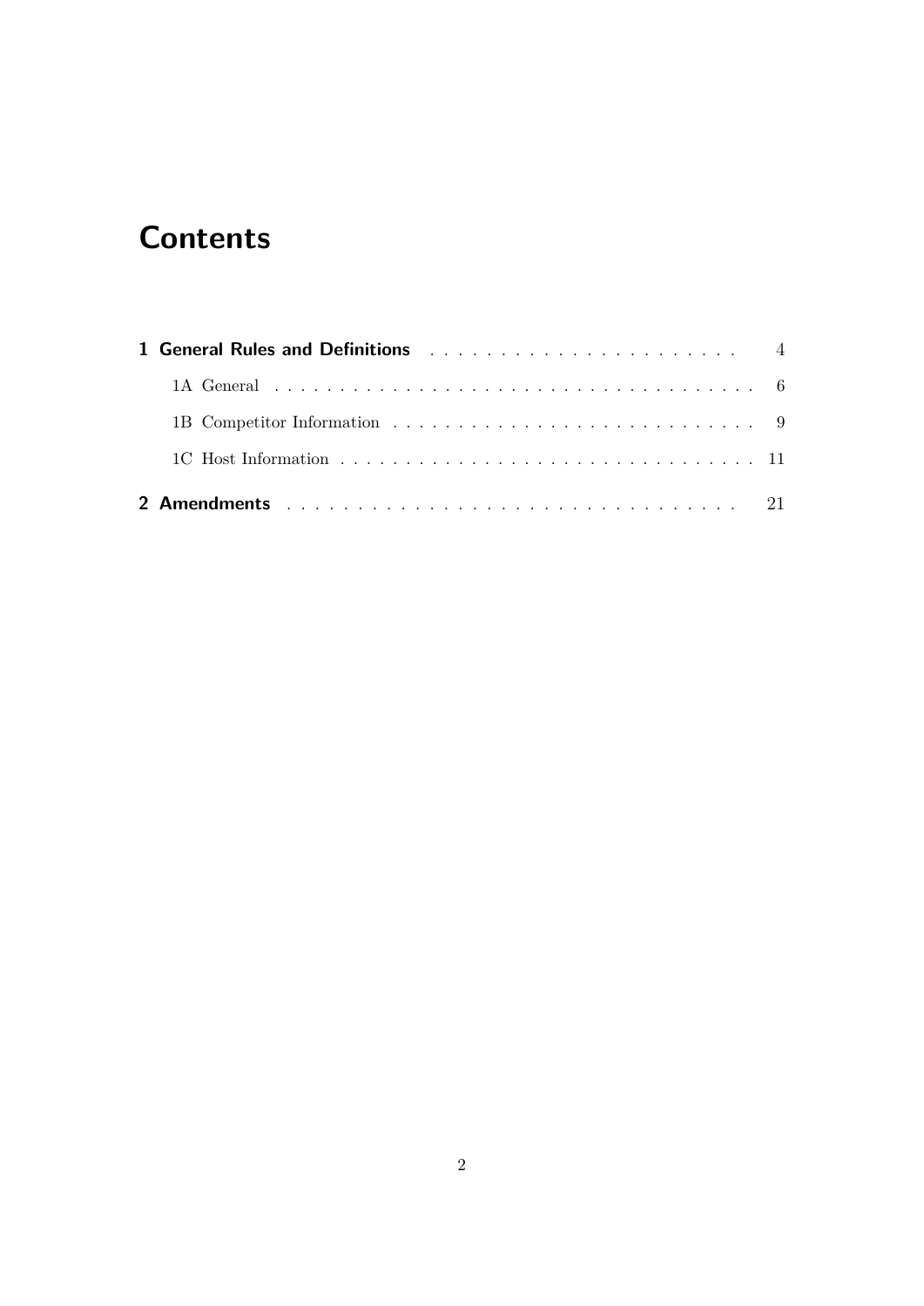# Contents

**1 General Rules and Definitions** . . . . . . . . . . . . . . . . . . . . . . . 4

1A General . . . . . . . . . . . . . . . . . . . . . . . . . . . . . . . . . . . . . . 6

1B Competitor Information . . . . . . . . . . . . . . . . . . . . . . . . . . . . 9

1C Host Information . . . . . . . . . . . . . . . . . . . . . . . . . . . . . . . . 11

**2 Amendments** . . . . . . . . . . . . . . . . . . . . . . . . . . . . . . . . . 21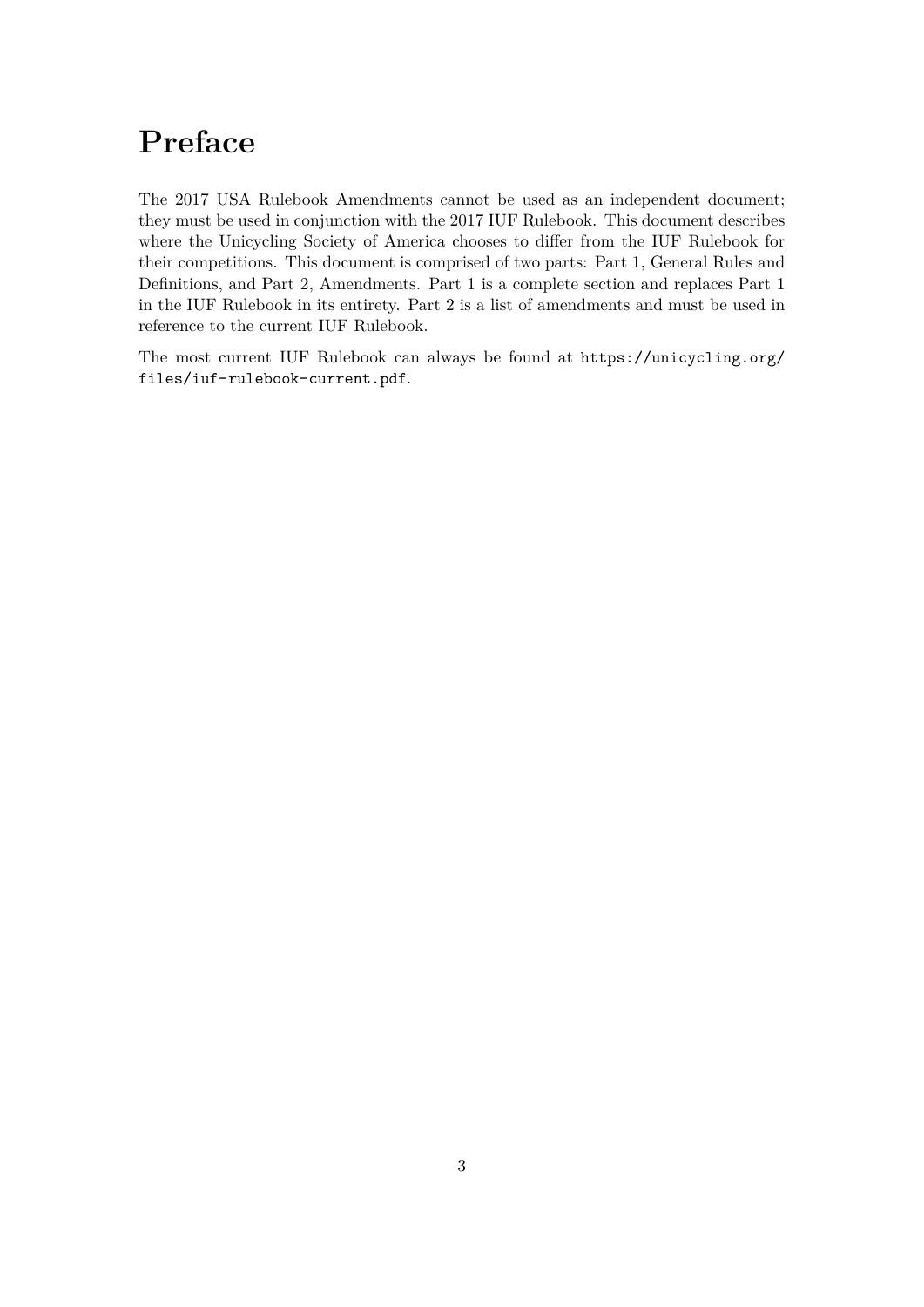# Preface

The 2017 USA Rulebook Amendments cannot be used as an independent document; they must be used in conjunction with the 2017 IUF Rulebook. This document describes where the Unicycling Society of America chooses to differ from the IUF Rulebook for their competitions. This document is comprised of two parts: Part 1, General Rules and Definitions, and Part 2, Amendments. Part 1 is a complete section and replaces Part 1 in the IUF Rulebook in its entirety. Part 2 is a list of amendments and must be used in reference to the current IUF Rulebook.

The most current IUF Rulebook can always be found at `https://unicycling.org/files/iuf-rulebook-current.pdf`.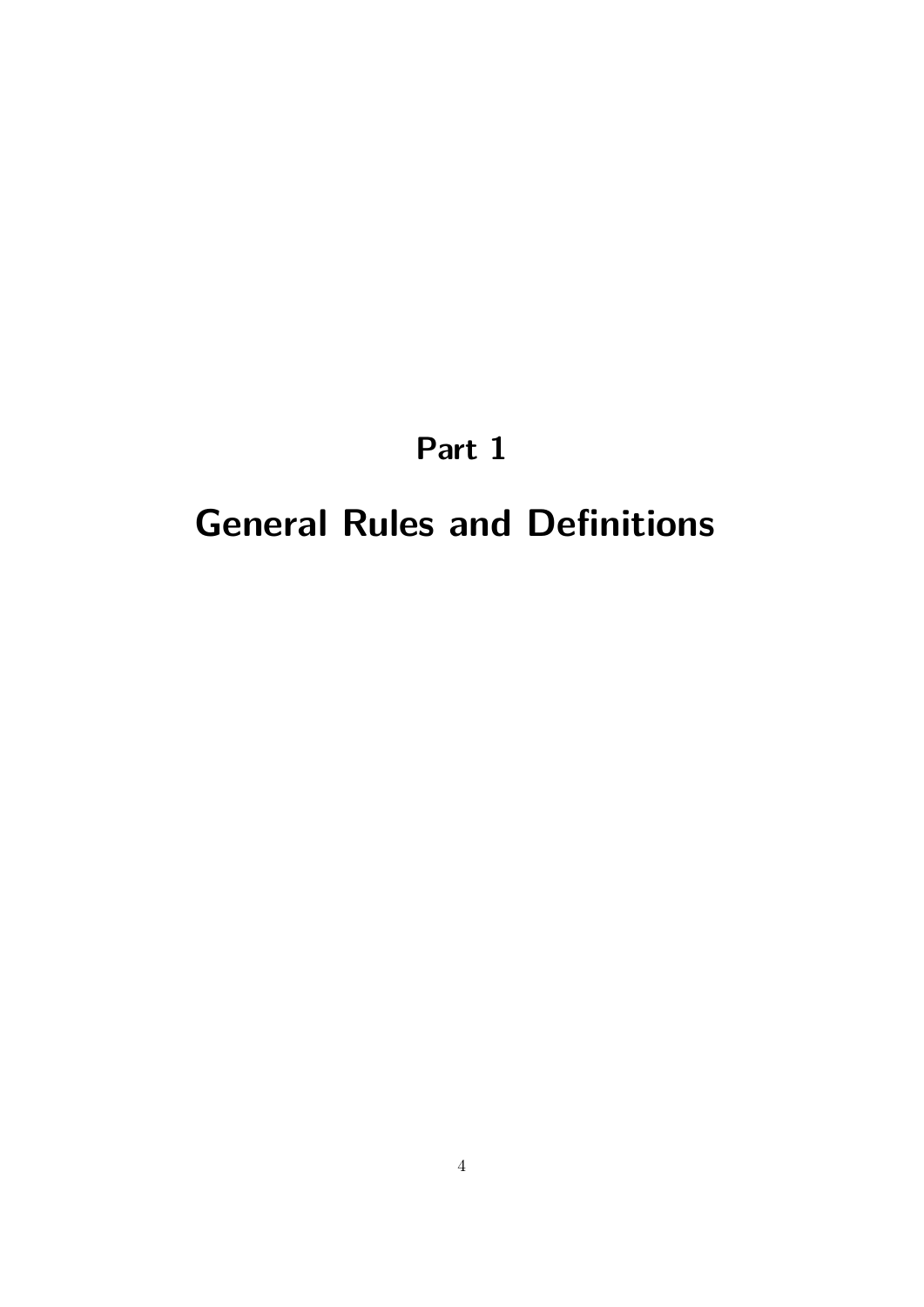# Part 1

# General Rules and Definitions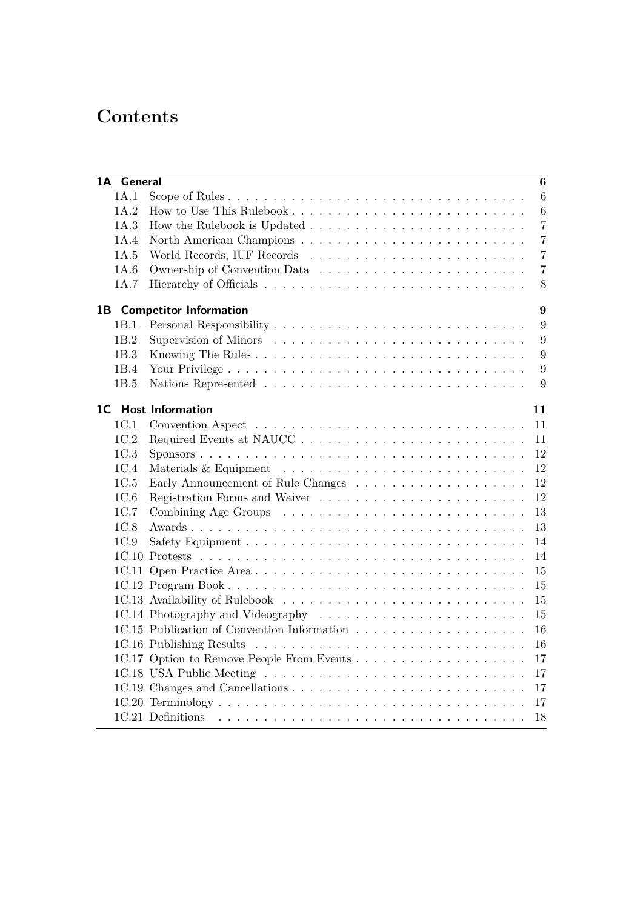# Contents

| | | |
|---|---|---|
| **1A General** | | **6** |
| 1A.1 | Scope of Rules | 6 |
| 1A.2 | How to Use This Rulebook | 6 |
| 1A.3 | How the Rulebook is Updated | 7 |
| 1A.4 | North American Champions | 7 |
| 1A.5 | World Records, IUF Records | 7 |
| 1A.6 | Ownership of Convention Data | 7 |
| 1A.7 | Hierarchy of Officials | 8 |
| **1B Competitor Information** | | **9** |
| 1B.1 | Personal Responsibility | 9 |
| 1B.2 | Supervision of Minors | 9 |
| 1B.3 | Knowing The Rules | 9 |
| 1B.4 | Your Privilege | 9 |
| 1B.5 | Nations Represented | 9 |
| **1C Host Information** | | **11** |
| 1C.1 | Convention Aspect | 11 |
| 1C.2 | Required Events at NAUCC | 11 |
| 1C.3 | Sponsors | 12 |
| 1C.4 | Materials & Equipment | 12 |
| 1C.5 | Early Announcement of Rule Changes | 12 |
| 1C.6 | Registration Forms and Waiver | 12 |
| 1C.7 | Combining Age Groups | 13 |
| 1C.8 | Awards | 13 |
| 1C.9 | Safety Equipment | 14 |
| 1C.10 | Protests | 14 |
| 1C.11 | Open Practice Area | 15 |
| 1C.12 | Program Book | 15 |
| 1C.13 | Availability of Rulebook | 15 |
| 1C.14 | Photography and Videography | 15 |
| 1C.15 | Publication of Convention Information | 16 |
| 1C.16 | Publishing Results | 16 |
| 1C.17 | Option to Remove People From Events | 17 |
| 1C.18 | USA Public Meeting | 17 |
| 1C.19 | Changes and Cancellations | 17 |
| 1C.20 | Terminology | 17 |
| 1C.21 | Definitions | 18 |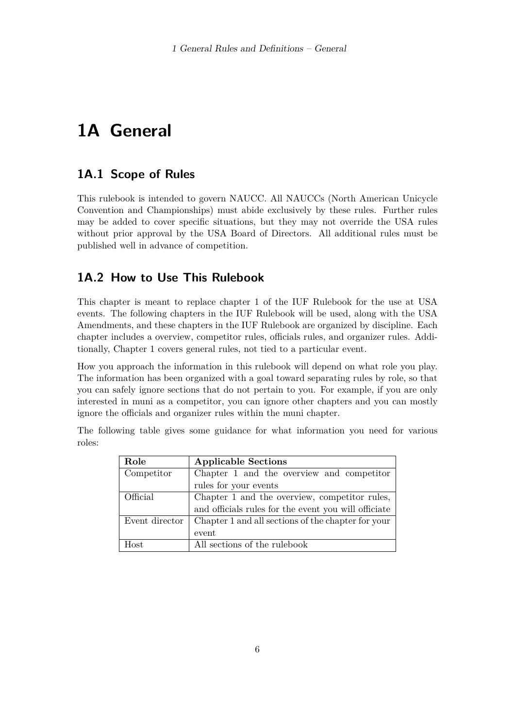# 1A General

## 1A.1 Scope of Rules

This rulebook is intended to govern NAUCC. All NAUCCs (North American Unicycle Convention and Championships) must abide exclusively by these rules. Further rules may be added to cover specific situations, but they may not override the USA rules without prior approval by the USA Board of Directors. All additional rules must be published well in advance of competition.

## 1A.2 How to Use This Rulebook

This chapter is meant to replace chapter 1 of the IUF Rulebook for the use at USA events. The following chapters in the IUF Rulebook will be used, along with the USA Amendments, and these chapters in the IUF Rulebook are organized by discipline. Each chapter includes a overview, competitor rules, officials rules, and organizer rules. Additionally, Chapter 1 covers general rules, not tied to a particular event.

How you approach the information in this rulebook will depend on what role you play. The information has been organized with a goal toward separating rules by role, so that you can safely ignore sections that do not pertain to you. For example, if you are only interested in muni as a competitor, you can ignore other chapters and you can mostly ignore the officials and organizer rules within the muni chapter.

The following table gives some guidance for what information you need for various roles:

| Role | Applicable Sections |
|---|---|
| Competitor | Chapter 1 and the overview and competitor rules for your events |
| Official | Chapter 1 and the overview, competitor rules, and officials rules for the event you will officiate |
| Event director | Chapter 1 and all sections of the chapter for your event |
| Host | All sections of the rulebook |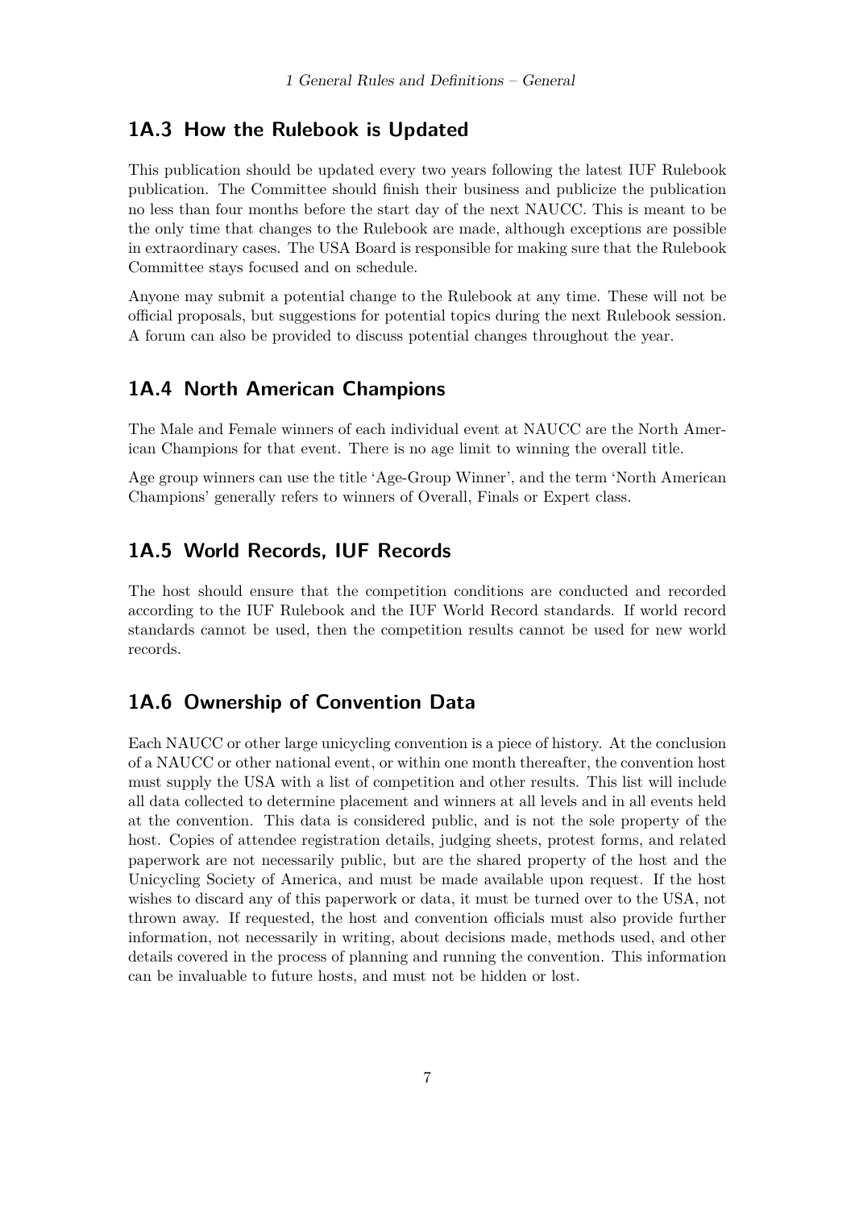## 1A.3 How the Rulebook is Updated

This publication should be updated every two years following the latest IUF Rulebook publication. The Committee should finish their business and publicize the publication no less than four months before the start day of the next NAUCC. This is meant to be the only time that changes to the Rulebook are made, although exceptions are possible in extraordinary cases. The USA Board is responsible for making sure that the Rulebook Committee stays focused and on schedule.

Anyone may submit a potential change to the Rulebook at any time. These will not be official proposals, but suggestions for potential topics during the next Rulebook session. A forum can also be provided to discuss potential changes throughout the year.

## 1A.4 North American Champions

The Male and Female winners of each individual event at NAUCC are the North American Champions for that event. There is no age limit to winning the overall title.

Age group winners can use the title 'Age-Group Winner', and the term 'North American Champions' generally refers to winners of Overall, Finals or Expert class.

## 1A.5 World Records, IUF Records

The host should ensure that the competition conditions are conducted and recorded according to the IUF Rulebook and the IUF World Record standards. If world record standards cannot be used, then the competition results cannot be used for new world records.

## 1A.6 Ownership of Convention Data

Each NAUCC or other large unicycling convention is a piece of history. At the conclusion of a NAUCC or other national event, or within one month thereafter, the convention host must supply the USA with a list of competition and other results. This list will include all data collected to determine placement and winners at all levels and in all events held at the convention. This data is considered public, and is not the sole property of the host. Copies of attendee registration details, judging sheets, protest forms, and related paperwork are not necessarily public, but are the shared property of the host and the Unicycling Society of America, and must be made available upon request. If the host wishes to discard any of this paperwork or data, it must be turned over to the USA, not thrown away. If requested, the host and convention officials must also provide further information, not necessarily in writing, about decisions made, methods used, and other details covered in the process of planning and running the convention. This information can be invaluable to future hosts, and must not be hidden or lost.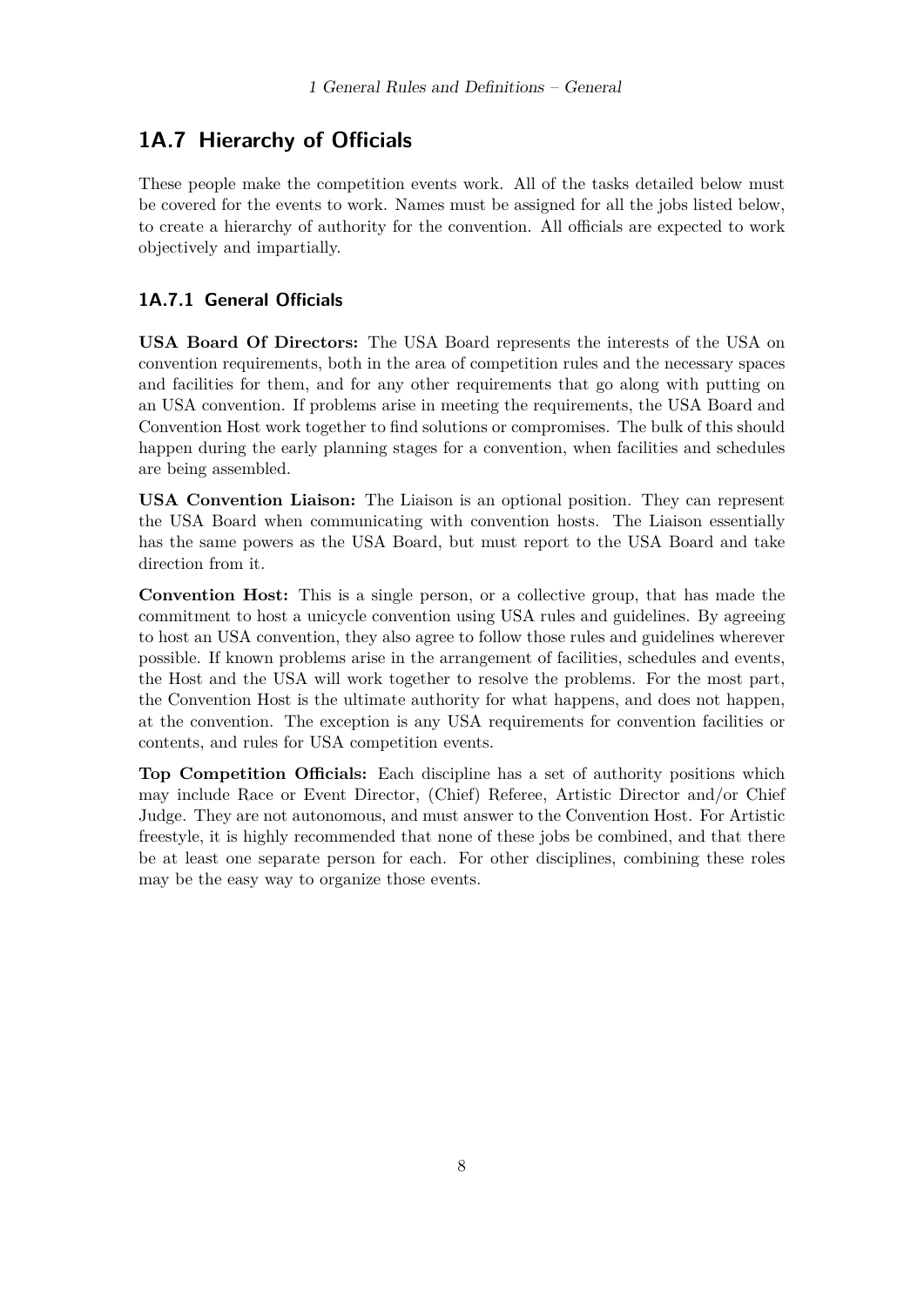## 1A.7 Hierarchy of Officials

These people make the competition events work. All of the tasks detailed below must be covered for the events to work. Names must be assigned for all the jobs listed below, to create a hierarchy of authority for the convention. All officials are expected to work objectively and impartially.

### 1A.7.1 General Officials

**USA Board Of Directors:** The USA Board represents the interests of the USA on convention requirements, both in the area of competition rules and the necessary spaces and facilities for them, and for any other requirements that go along with putting on an USA convention. If problems arise in meeting the requirements, the USA Board and Convention Host work together to find solutions or compromises. The bulk of this should happen during the early planning stages for a convention, when facilities and schedules are being assembled.

**USA Convention Liaison:** The Liaison is an optional position. They can represent the USA Board when communicating with convention hosts. The Liaison essentially has the same powers as the USA Board, but must report to the USA Board and take direction from it.

**Convention Host:** This is a single person, or a collective group, that has made the commitment to host a unicycle convention using USA rules and guidelines. By agreeing to host an USA convention, they also agree to follow those rules and guidelines wherever possible. If known problems arise in the arrangement of facilities, schedules and events, the Host and the USA will work together to resolve the problems. For the most part, the Convention Host is the ultimate authority for what happens, and does not happen, at the convention. The exception is any USA requirements for convention facilities or contents, and rules for USA competition events.

**Top Competition Officials:** Each discipline has a set of authority positions which may include Race or Event Director, (Chief) Referee, Artistic Director and/or Chief Judge. They are not autonomous, and must answer to the Convention Host. For Artistic freestyle, it is highly recommended that none of these jobs be combined, and that there be at least one separate person for each. For other disciplines, combining these roles may be the easy way to organize those events.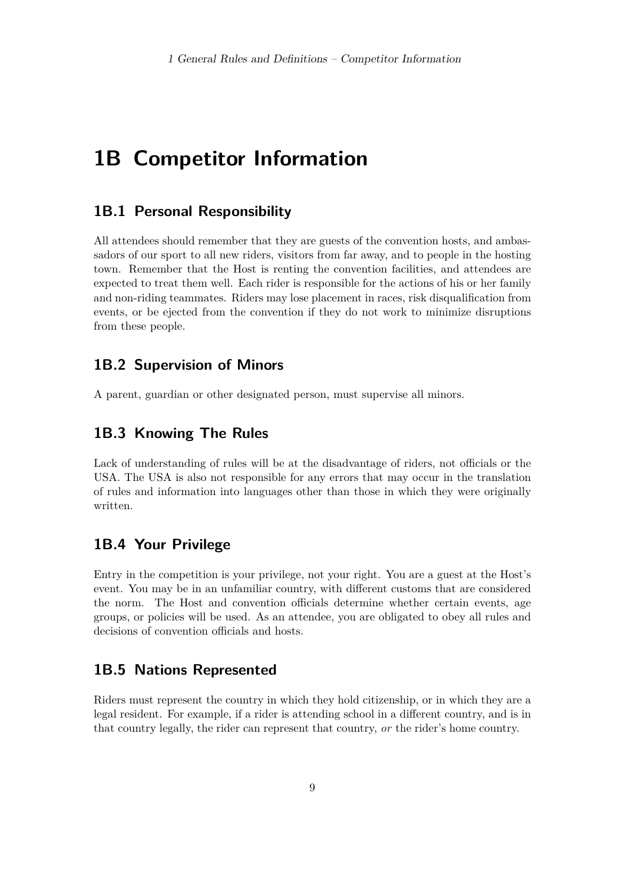# 1B Competitor Information

## 1B.1 Personal Responsibility

All attendees should remember that they are guests of the convention hosts, and ambassadors of our sport to all new riders, visitors from far away, and to people in the hosting town. Remember that the Host is renting the convention facilities, and attendees are expected to treat them well. Each rider is responsible for the actions of his or her family and non-riding teammates. Riders may lose placement in races, risk disqualification from events, or be ejected from the convention if they do not work to minimize disruptions from these people.

## 1B.2 Supervision of Minors

A parent, guardian or other designated person, must supervise all minors.

## 1B.3 Knowing The Rules

Lack of understanding of rules will be at the disadvantage of riders, not officials or the USA. The USA is also not responsible for any errors that may occur in the translation of rules and information into languages other than those in which they were originally written.

## 1B.4 Your Privilege

Entry in the competition is your privilege, not your right. You are a guest at the Host's event. You may be in an unfamiliar country, with different customs that are considered the norm. The Host and convention officials determine whether certain events, age groups, or policies will be used. As an attendee, you are obligated to obey all rules and decisions of convention officials and hosts.

## 1B.5 Nations Represented

Riders must represent the country in which they hold citizenship, or in which they are a legal resident. For example, if a rider is attending school in a different country, and is in that country legally, the rider can represent that country, *or* the rider's home country.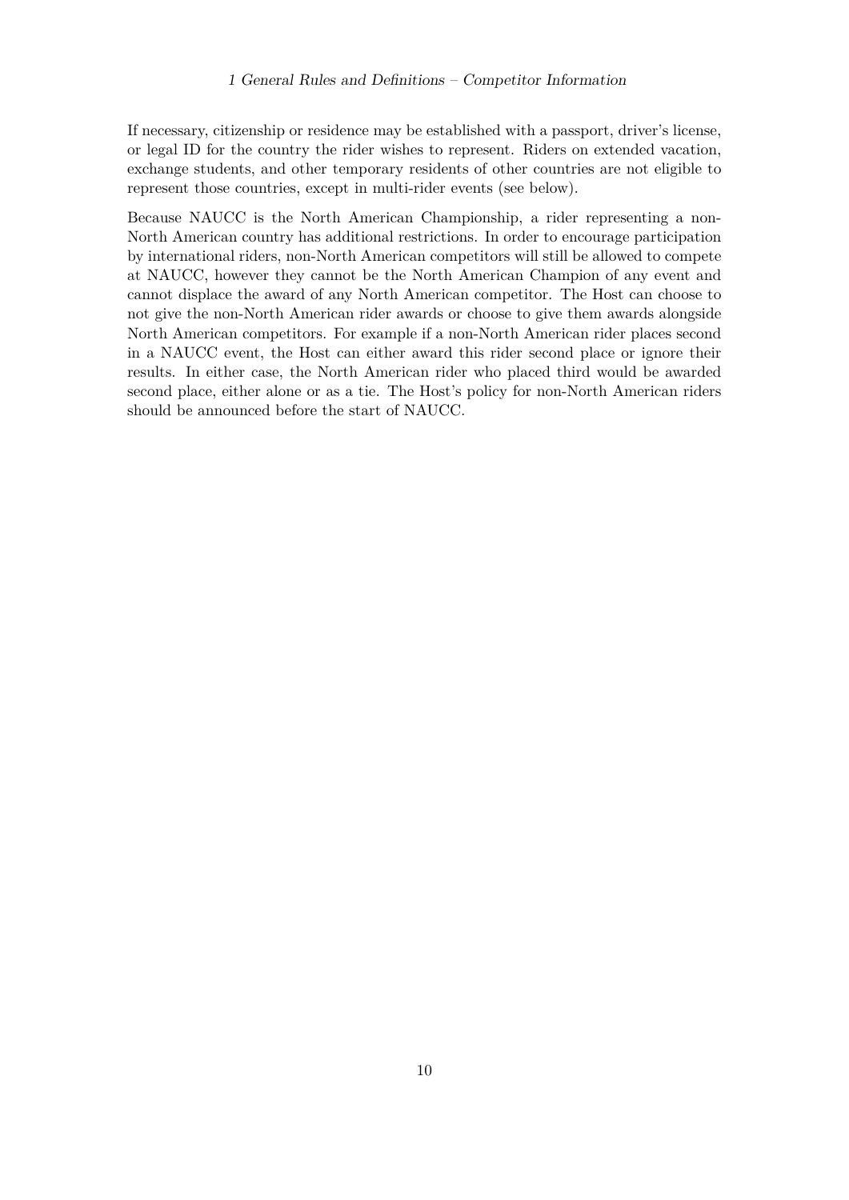If necessary, citizenship or residence may be established with a passport, driver's license, or legal ID for the country the rider wishes to represent. Riders on extended vacation, exchange students, and other temporary residents of other countries are not eligible to represent those countries, except in multi-rider events (see below).

Because NAUCC is the North American Championship, a rider representing a non-North American country has additional restrictions. In order to encourage participation by international riders, non-North American competitors will still be allowed to compete at NAUCC, however they cannot be the North American Champion of any event and cannot displace the award of any North American competitor. The Host can choose to not give the non-North American rider awards or choose to give them awards alongside North American competitors. For example if a non-North American rider places second in a NAUCC event, the Host can either award this rider second place or ignore their results. In either case, the North American rider who placed third would be awarded second place, either alone or as a tie. The Host's policy for non-North American riders should be announced before the start of NAUCC.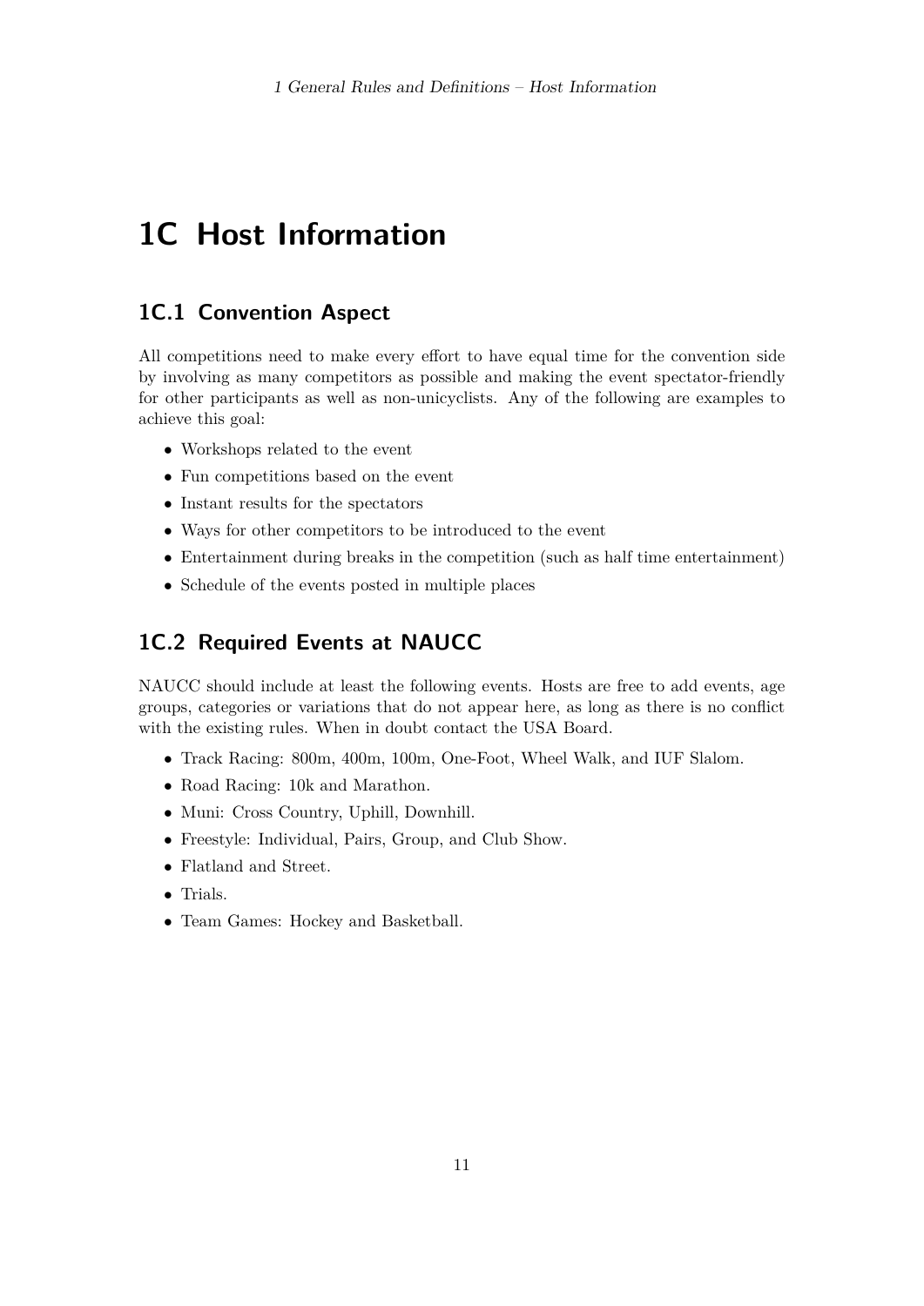# 1C Host Information

## 1C.1 Convention Aspect

All competitions need to make every effort to have equal time for the convention side by involving as many competitors as possible and making the event spectator-friendly for other participants as well as non-unicyclists. Any of the following are examples to achieve this goal:

- Workshops related to the event
- Fun competitions based on the event
- Instant results for the spectators
- Ways for other competitors to be introduced to the event
- Entertainment during breaks in the competition (such as half time entertainment)
- Schedule of the events posted in multiple places

## 1C.2 Required Events at NAUCC

NAUCC should include at least the following events. Hosts are free to add events, age groups, categories or variations that do not appear here, as long as there is no conflict with the existing rules. When in doubt contact the USA Board.

- Track Racing: 800m, 400m, 100m, One-Foot, Wheel Walk, and IUF Slalom.
- Road Racing: 10k and Marathon.
- Muni: Cross Country, Uphill, Downhill.
- Freestyle: Individual, Pairs, Group, and Club Show.
- Flatland and Street.
- Trials.
- Team Games: Hockey and Basketball.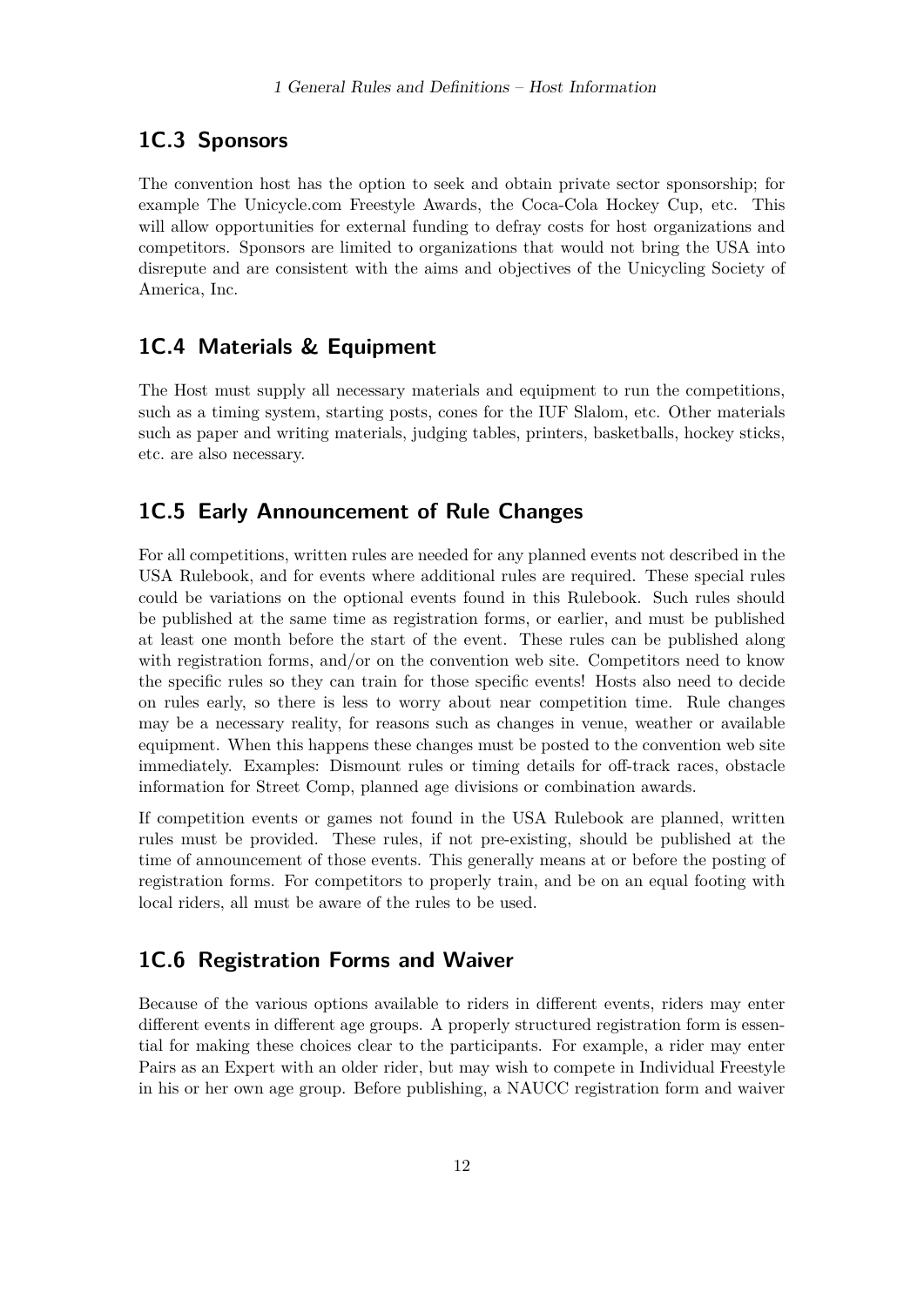## 1C.3 Sponsors

The convention host has the option to seek and obtain private sector sponsorship; for example The Unicycle.com Freestyle Awards, the Coca-Cola Hockey Cup, etc. This will allow opportunities for external funding to defray costs for host organizations and competitors. Sponsors are limited to organizations that would not bring the USA into disrepute and are consistent with the aims and objectives of the Unicycling Society of America, Inc.

## 1C.4 Materials & Equipment

The Host must supply all necessary materials and equipment to run the competitions, such as a timing system, starting posts, cones for the IUF Slalom, etc. Other materials such as paper and writing materials, judging tables, printers, basketballs, hockey sticks, etc. are also necessary.

## 1C.5 Early Announcement of Rule Changes

For all competitions, written rules are needed for any planned events not described in the USA Rulebook, and for events where additional rules are required. These special rules could be variations on the optional events found in this Rulebook. Such rules should be published at the same time as registration forms, or earlier, and must be published at least one month before the start of the event. These rules can be published along with registration forms, and/or on the convention web site. Competitors need to know the specific rules so they can train for those specific events! Hosts also need to decide on rules early, so there is less to worry about near competition time. Rule changes may be a necessary reality, for reasons such as changes in venue, weather or available equipment. When this happens these changes must be posted to the convention web site immediately. Examples: Dismount rules or timing details for off-track races, obstacle information for Street Comp, planned age divisions or combination awards.

If competition events or games not found in the USA Rulebook are planned, written rules must be provided. These rules, if not pre-existing, should be published at the time of announcement of those events. This generally means at or before the posting of registration forms. For competitors to properly train, and be on an equal footing with local riders, all must be aware of the rules to be used.

## 1C.6 Registration Forms and Waiver

Because of the various options available to riders in different events, riders may enter different events in different age groups. A properly structured registration form is essential for making these choices clear to the participants. For example, a rider may enter Pairs as an Expert with an older rider, but may wish to compete in Individual Freestyle in his or her own age group. Before publishing, a NAUCC registration form and waiver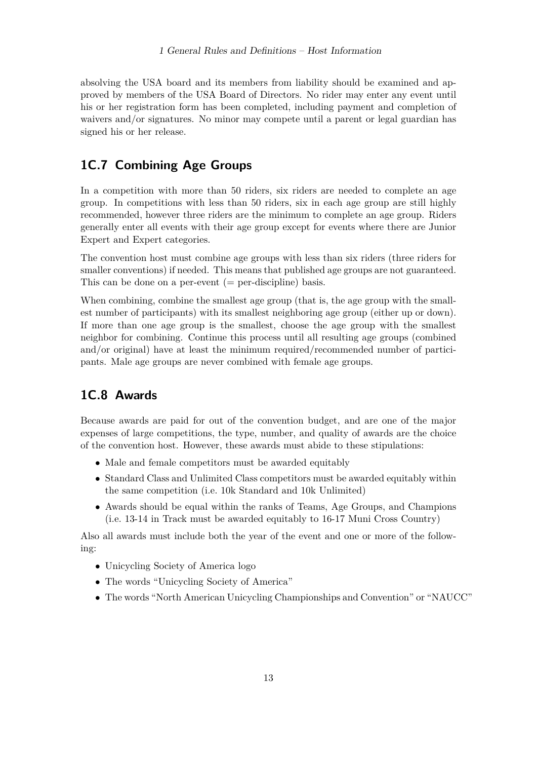absolving the USA board and its members from liability should be examined and approved by members of the USA Board of Directors. No rider may enter any event until his or her registration form has been completed, including payment and completion of waivers and/or signatures. No minor may compete until a parent or legal guardian has signed his or her release.

## 1C.7 Combining Age Groups

In a competition with more than 50 riders, six riders are needed to complete an age group. In competitions with less than 50 riders, six in each age group are still highly recommended, however three riders are the minimum to complete an age group. Riders generally enter all events with their age group except for events where there are Junior Expert and Expert categories.

The convention host must combine age groups with less than six riders (three riders for smaller conventions) if needed. This means that published age groups are not guaranteed. This can be done on a per-event (= per-discipline) basis.

When combining, combine the smallest age group (that is, the age group with the smallest number of participants) with its smallest neighboring age group (either up or down). If more than one age group is the smallest, choose the age group with the smallest neighbor for combining. Continue this process until all resulting age groups (combined and/or original) have at least the minimum required/recommended number of participants. Male age groups are never combined with female age groups.

## 1C.8 Awards

Because awards are paid for out of the convention budget, and are one of the major expenses of large competitions, the type, number, and quality of awards are the choice of the convention host. However, these awards must abide to these stipulations:

- Male and female competitors must be awarded equitably
- Standard Class and Unlimited Class competitors must be awarded equitably within the same competition (i.e. 10k Standard and 10k Unlimited)
- Awards should be equal within the ranks of Teams, Age Groups, and Champions (i.e. 13-14 in Track must be awarded equitably to 16-17 Muni Cross Country)

Also all awards must include both the year of the event and one or more of the following:

- Unicycling Society of America logo
- The words "Unicycling Society of America"
- The words "North American Unicycling Championships and Convention" or "NAUCC"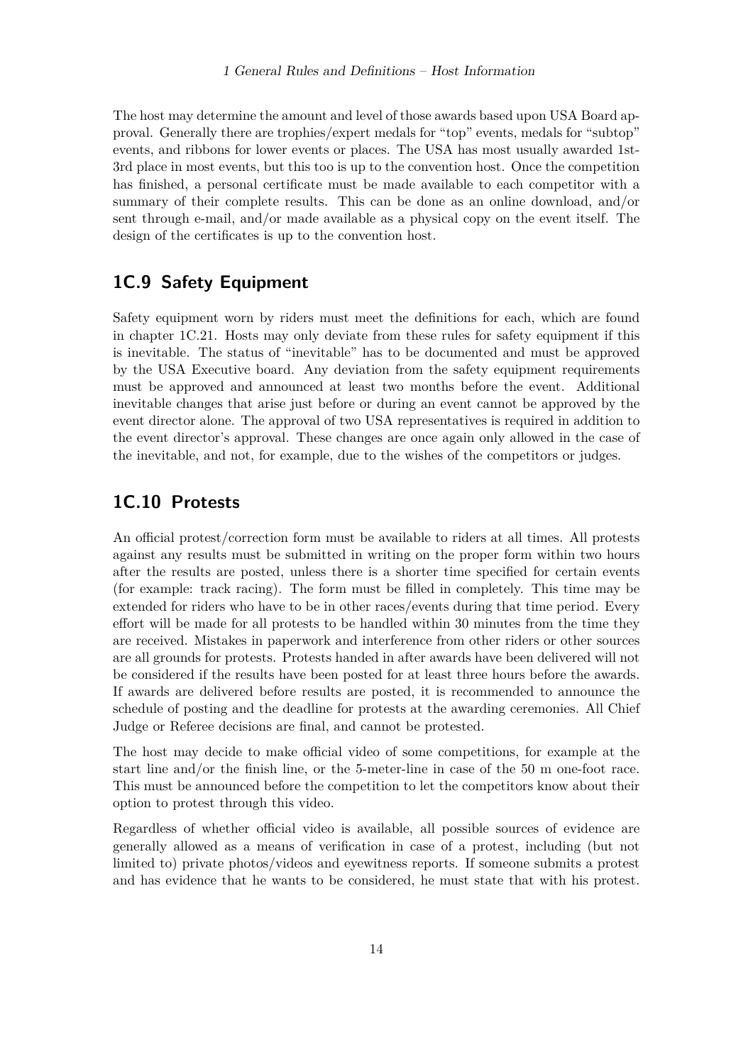The host may determine the amount and level of those awards based upon USA Board approval. Generally there are trophies/expert medals for "top" events, medals for "subtop" events, and ribbons for lower events or places. The USA has most usually awarded 1st-3rd place in most events, but this too is up to the convention host. Once the competition has finished, a personal certificate must be made available to each competitor with a summary of their complete results. This can be done as an online download, and/or sent through e-mail, and/or made available as a physical copy on the event itself. The design of the certificates is up to the convention host.

## 1C.9 Safety Equipment

Safety equipment worn by riders must meet the definitions for each, which are found in chapter 1C.21. Hosts may only deviate from these rules for safety equipment if this is inevitable. The status of "inevitable" has to be documented and must be approved by the USA Executive board. Any deviation from the safety equipment requirements must be approved and announced at least two months before the event. Additional inevitable changes that arise just before or during an event cannot be approved by the event director alone. The approval of two USA representatives is required in addition to the event director's approval. These changes are once again only allowed in the case of the inevitable, and not, for example, due to the wishes of the competitors or judges.

## 1C.10 Protests

An official protest/correction form must be available to riders at all times. All protests against any results must be submitted in writing on the proper form within two hours after the results are posted, unless there is a shorter time specified for certain events (for example: track racing). The form must be filled in completely. This time may be extended for riders who have to be in other races/events during that time period. Every effort will be made for all protests to be handled within 30 minutes from the time they are received. Mistakes in paperwork and interference from other riders or other sources are all grounds for protests. Protests handed in after awards have been delivered will not be considered if the results have been posted for at least three hours before the awards. If awards are delivered before results are posted, it is recommended to announce the schedule of posting and the deadline for protests at the awarding ceremonies. All Chief Judge or Referee decisions are final, and cannot be protested.

The host may decide to make official video of some competitions, for example at the start line and/or the finish line, or the 5-meter-line in case of the 50 m one-foot race. This must be announced before the competition to let the competitors know about their option to protest through this video.

Regardless of whether official video is available, all possible sources of evidence are generally allowed as a means of verification in case of a protest, including (but not limited to) private photos/videos and eyewitness reports. If someone submits a protest and has evidence that he wants to be considered, he must state that with his protest.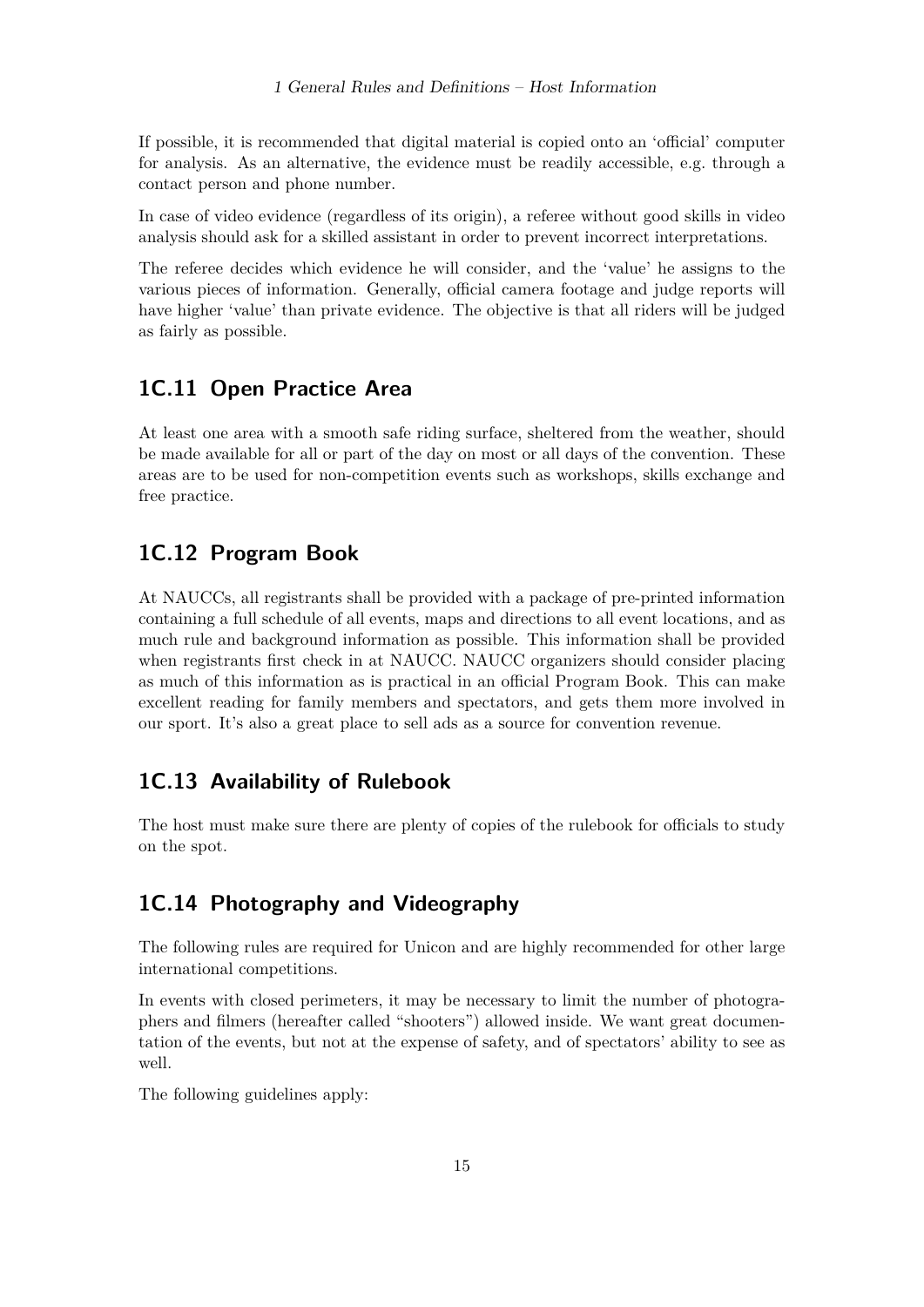If possible, it is recommended that digital material is copied onto an 'official' computer for analysis. As an alternative, the evidence must be readily accessible, e.g. through a contact person and phone number.

In case of video evidence (regardless of its origin), a referee without good skills in video analysis should ask for a skilled assistant in order to prevent incorrect interpretations.

The referee decides which evidence he will consider, and the 'value' he assigns to the various pieces of information. Generally, official camera footage and judge reports will have higher 'value' than private evidence. The objective is that all riders will be judged as fairly as possible.

## 1C.11 Open Practice Area

At least one area with a smooth safe riding surface, sheltered from the weather, should be made available for all or part of the day on most or all days of the convention. These areas are to be used for non-competition events such as workshops, skills exchange and free practice.

## 1C.12 Program Book

At NAUCCs, all registrants shall be provided with a package of pre-printed information containing a full schedule of all events, maps and directions to all event locations, and as much rule and background information as possible. This information shall be provided when registrants first check in at NAUCC. NAUCC organizers should consider placing as much of this information as is practical in an official Program Book. This can make excellent reading for family members and spectators, and gets them more involved in our sport. It's also a great place to sell ads as a source for convention revenue.

## 1C.13 Availability of Rulebook

The host must make sure there are plenty of copies of the rulebook for officials to study on the spot.

## 1C.14 Photography and Videography

The following rules are required for Unicon and are highly recommended for other large international competitions.

In events with closed perimeters, it may be necessary to limit the number of photographers and filmers (hereafter called "shooters") allowed inside. We want great documentation of the events, but not at the expense of safety, and of spectators' ability to see as well.

The following guidelines apply: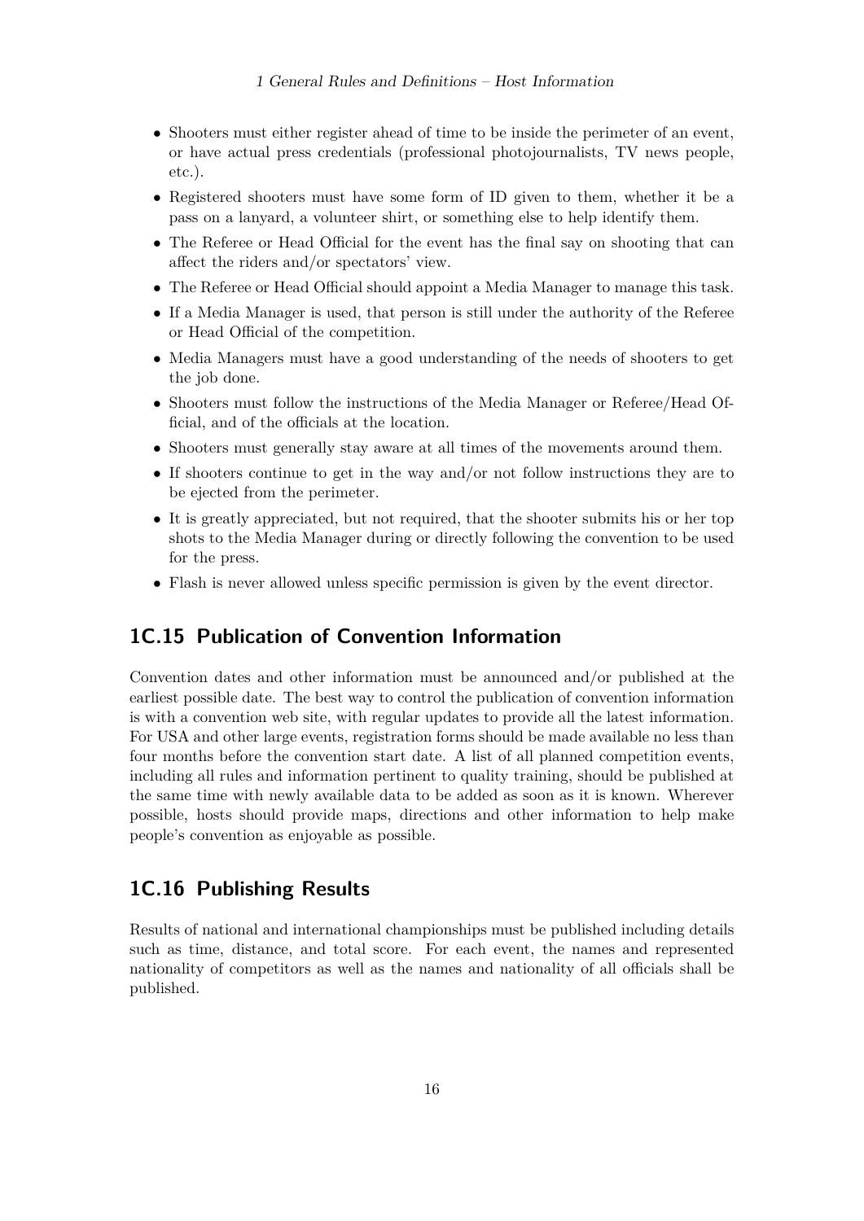- Shooters must either register ahead of time to be inside the perimeter of an event, or have actual press credentials (professional photojournalists, TV news people, etc.).
- Registered shooters must have some form of ID given to them, whether it be a pass on a lanyard, a volunteer shirt, or something else to help identify them.
- The Referee or Head Official for the event has the final say on shooting that can affect the riders and/or spectators' view.
- The Referee or Head Official should appoint a Media Manager to manage this task.
- If a Media Manager is used, that person is still under the authority of the Referee or Head Official of the competition.
- Media Managers must have a good understanding of the needs of shooters to get the job done.
- Shooters must follow the instructions of the Media Manager or Referee/Head Official, and of the officials at the location.
- Shooters must generally stay aware at all times of the movements around them.
- If shooters continue to get in the way and/or not follow instructions they are to be ejected from the perimeter.
- It is greatly appreciated, but not required, that the shooter submits his or her top shots to the Media Manager during or directly following the convention to be used for the press.
- Flash is never allowed unless specific permission is given by the event director.

## 1C.15 Publication of Convention Information

Convention dates and other information must be announced and/or published at the earliest possible date. The best way to control the publication of convention information is with a convention web site, with regular updates to provide all the latest information. For USA and other large events, registration forms should be made available no less than four months before the convention start date. A list of all planned competition events, including all rules and information pertinent to quality training, should be published at the same time with newly available data to be added as soon as it is known. Wherever possible, hosts should provide maps, directions and other information to help make people's convention as enjoyable as possible.

## 1C.16 Publishing Results

Results of national and international championships must be published including details such as time, distance, and total score. For each event, the names and represented nationality of competitors as well as the names and nationality of all officials shall be published.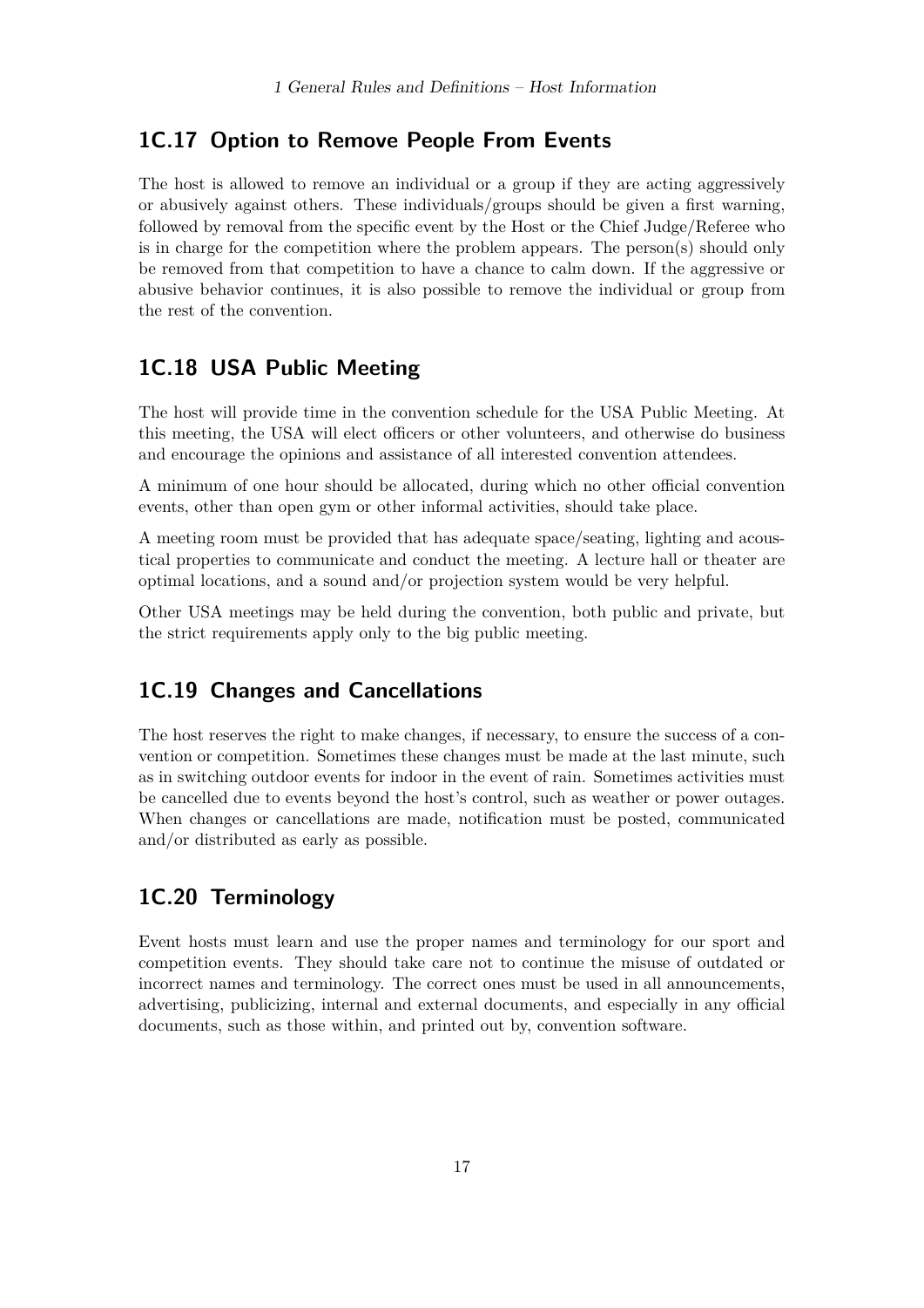## 1C.17 Option to Remove People From Events

The host is allowed to remove an individual or a group if they are acting aggressively or abusively against others. These individuals/groups should be given a first warning, followed by removal from the specific event by the Host or the Chief Judge/Referee who is in charge for the competition where the problem appears. The person(s) should only be removed from that competition to have a chance to calm down. If the aggressive or abusive behavior continues, it is also possible to remove the individual or group from the rest of the convention.

## 1C.18 USA Public Meeting

The host will provide time in the convention schedule for the USA Public Meeting. At this meeting, the USA will elect officers or other volunteers, and otherwise do business and encourage the opinions and assistance of all interested convention attendees.

A minimum of one hour should be allocated, during which no other official convention events, other than open gym or other informal activities, should take place.

A meeting room must be provided that has adequate space/seating, lighting and acoustical properties to communicate and conduct the meeting. A lecture hall or theater are optimal locations, and a sound and/or projection system would be very helpful.

Other USA meetings may be held during the convention, both public and private, but the strict requirements apply only to the big public meeting.

## 1C.19 Changes and Cancellations

The host reserves the right to make changes, if necessary, to ensure the success of a convention or competition. Sometimes these changes must be made at the last minute, such as in switching outdoor events for indoor in the event of rain. Sometimes activities must be cancelled due to events beyond the host's control, such as weather or power outages. When changes or cancellations are made, notification must be posted, communicated and/or distributed as early as possible.

## 1C.20 Terminology

Event hosts must learn and use the proper names and terminology for our sport and competition events. They should take care not to continue the misuse of outdated or incorrect names and terminology. The correct ones must be used in all announcements, advertising, publicizing, internal and external documents, and especially in any official documents, such as those within, and printed out by, convention software.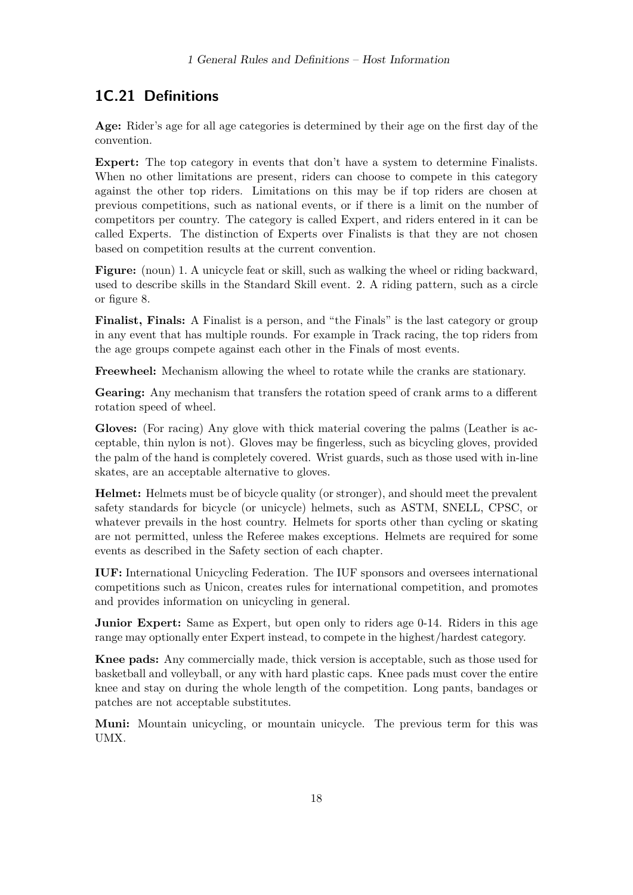## 1C.21 Definitions

**Age:** Rider's age for all age categories is determined by their age on the first day of the convention.

**Expert:** The top category in events that don't have a system to determine Finalists. When no other limitations are present, riders can choose to compete in this category against the other top riders. Limitations on this may be if top riders are chosen at previous competitions, such as national events, or if there is a limit on the number of competitors per country. The category is called Expert, and riders entered in it can be called Experts. The distinction of Experts over Finalists is that they are not chosen based on competition results at the current convention.

**Figure:** (noun) 1. A unicycle feat or skill, such as walking the wheel or riding backward, used to describe skills in the Standard Skill event. 2. A riding pattern, such as a circle or figure 8.

**Finalist, Finals:** A Finalist is a person, and "the Finals" is the last category or group in any event that has multiple rounds. For example in Track racing, the top riders from the age groups compete against each other in the Finals of most events.

**Freewheel:** Mechanism allowing the wheel to rotate while the cranks are stationary.

**Gearing:** Any mechanism that transfers the rotation speed of crank arms to a different rotation speed of wheel.

**Gloves:** (For racing) Any glove with thick material covering the palms (Leather is acceptable, thin nylon is not). Gloves may be fingerless, such as bicycling gloves, provided the palm of the hand is completely covered. Wrist guards, such as those used with in-line skates, are an acceptable alternative to gloves.

**Helmet:** Helmets must be of bicycle quality (or stronger), and should meet the prevalent safety standards for bicycle (or unicycle) helmets, such as ASTM, SNELL, CPSC, or whatever prevails in the host country. Helmets for sports other than cycling or skating are not permitted, unless the Referee makes exceptions. Helmets are required for some events as described in the Safety section of each chapter.

**IUF:** International Unicycling Federation. The IUF sponsors and oversees international competitions such as Unicon, creates rules for international competition, and promotes and provides information on unicycling in general.

**Junior Expert:** Same as Expert, but open only to riders age 0-14. Riders in this age range may optionally enter Expert instead, to compete in the highest/hardest category.

**Knee pads:** Any commercially made, thick version is acceptable, such as those used for basketball and volleyball, or any with hard plastic caps. Knee pads must cover the entire knee and stay on during the whole length of the competition. Long pants, bandages or patches are not acceptable substitutes.

**Muni:** Mountain unicycling, or mountain unicycle. The previous term for this was UMX.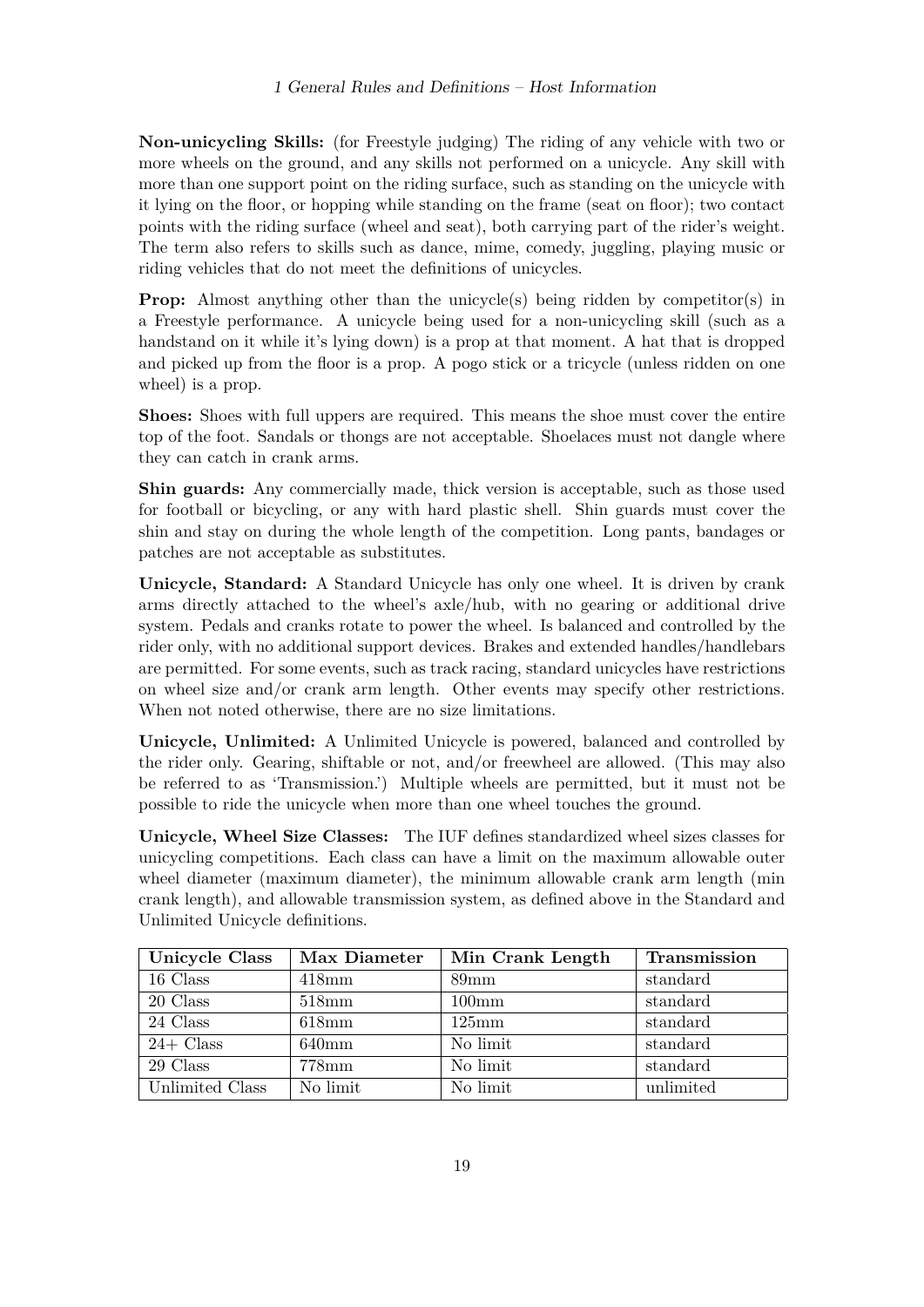**Non-unicycling Skills:** (for Freestyle judging) The riding of any vehicle with two or more wheels on the ground, and any skills not performed on a unicycle. Any skill with more than one support point on the riding surface, such as standing on the unicycle with it lying on the floor, or hopping while standing on the frame (seat on floor); two contact points with the riding surface (wheel and seat), both carrying part of the rider's weight. The term also refers to skills such as dance, mime, comedy, juggling, playing music or riding vehicles that do not meet the definitions of unicycles.

**Prop:** Almost anything other than the unicycle(s) being ridden by competitor(s) in a Freestyle performance. A unicycle being used for a non-unicycling skill (such as a handstand on it while it's lying down) is a prop at that moment. A hat that is dropped and picked up from the floor is a prop. A pogo stick or a tricycle (unless ridden on one wheel) is a prop.

**Shoes:** Shoes with full uppers are required. This means the shoe must cover the entire top of the foot. Sandals or thongs are not acceptable. Shoelaces must not dangle where they can catch in crank arms.

**Shin guards:** Any commercially made, thick version is acceptable, such as those used for football or bicycling, or any with hard plastic shell. Shin guards must cover the shin and stay on during the whole length of the competition. Long pants, bandages or patches are not acceptable as substitutes.

**Unicycle, Standard:** A Standard Unicycle has only one wheel. It is driven by crank arms directly attached to the wheel's axle/hub, with no gearing or additional drive system. Pedals and cranks rotate to power the wheel. Is balanced and controlled by the rider only, with no additional support devices. Brakes and extended handles/handlebars are permitted. For some events, such as track racing, standard unicycles have restrictions on wheel size and/or crank arm length. Other events may specify other restrictions. When not noted otherwise, there are no size limitations.

**Unicycle, Unlimited:** A Unlimited Unicycle is powered, balanced and controlled by the rider only. Gearing, shiftable or not, and/or freewheel are allowed. (This may also be referred to as 'Transmission.') Multiple wheels are permitted, but it must not be possible to ride the unicycle when more than one wheel touches the ground.

**Unicycle, Wheel Size Classes:** The IUF defines standardized wheel sizes classes for unicycling competitions. Each class can have a limit on the maximum allowable outer wheel diameter (maximum diameter), the minimum allowable crank arm length (min crank length), and allowable transmission system, as defined above in the Standard and Unlimited Unicycle definitions.

| Unicycle Class | Max Diameter | Min Crank Length | Transmission |
|---|---|---|---|
| 16 Class | 418mm | 89mm | standard |
| 20 Class | 518mm | 100mm | standard |
| 24 Class | 618mm | 125mm | standard |
| 24+ Class | 640mm | No limit | standard |
| 29 Class | 778mm | No limit | standard |
| Unlimited Class | No limit | No limit | unlimited |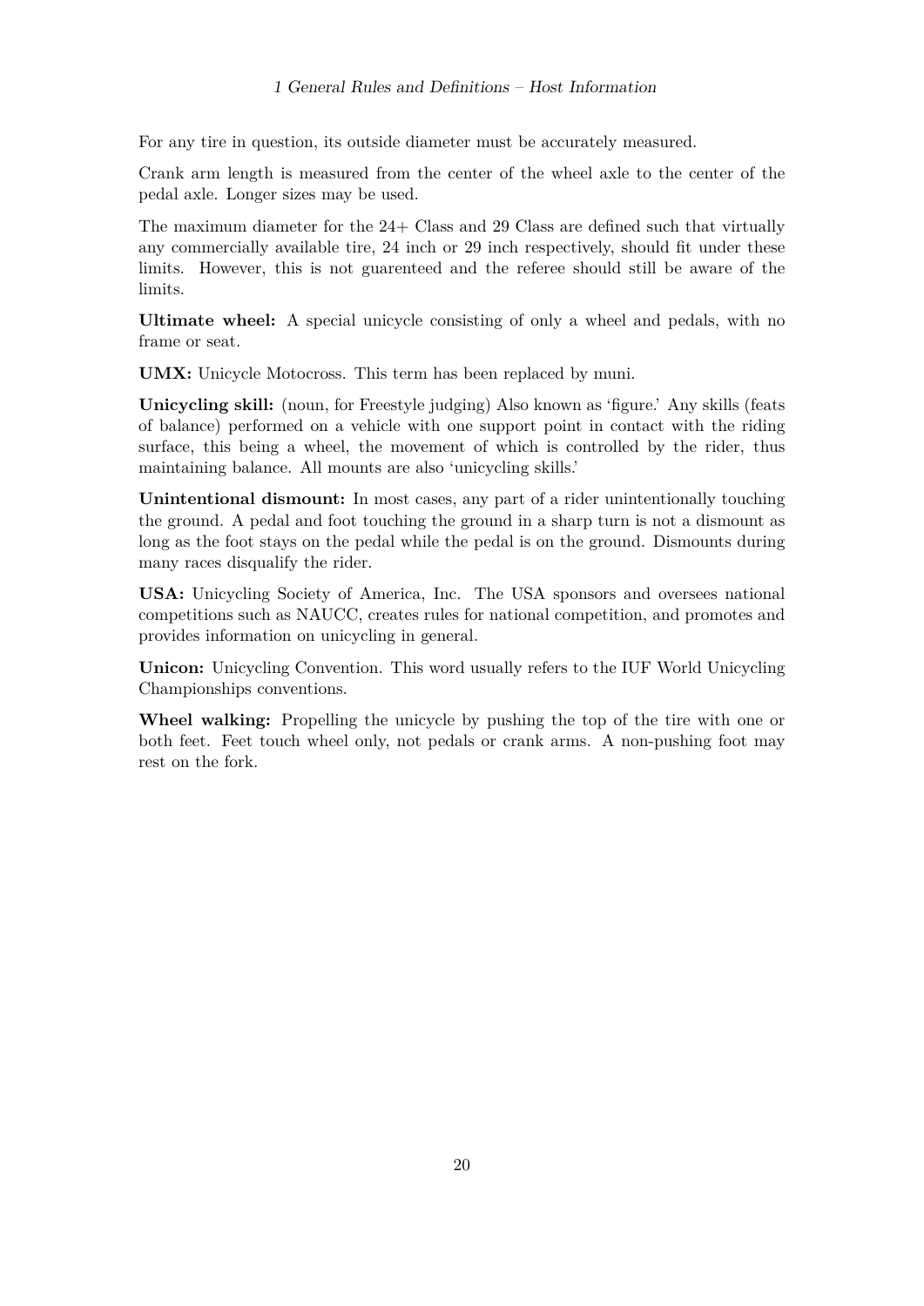For any tire in question, its outside diameter must be accurately measured.

Crank arm length is measured from the center of the wheel axle to the center of the pedal axle. Longer sizes may be used.

The maximum diameter for the 24+ Class and 29 Class are defined such that virtually any commercially available tire, 24 inch or 29 inch respectively, should fit under these limits. However, this is not guarenteed and the referee should still be aware of the limits.

**Ultimate wheel:** A special unicycle consisting of only a wheel and pedals, with no frame or seat.

**UMX:** Unicycle Motocross. This term has been replaced by muni.

**Unicycling skill:** (noun, for Freestyle judging) Also known as 'figure.' Any skills (feats of balance) performed on a vehicle with one support point in contact with the riding surface, this being a wheel, the movement of which is controlled by the rider, thus maintaining balance. All mounts are also 'unicycling skills.'

**Unintentional dismount:** In most cases, any part of a rider unintentionally touching the ground. A pedal and foot touching the ground in a sharp turn is not a dismount as long as the foot stays on the pedal while the pedal is on the ground. Dismounts during many races disqualify the rider.

**USA:** Unicycling Society of America, Inc. The USA sponsors and oversees national competitions such as NAUCC, creates rules for national competition, and promotes and provides information on unicycling in general.

**Unicon:** Unicycling Convention. This word usually refers to the IUF World Unicycling Championships conventions.

**Wheel walking:** Propelling the unicycle by pushing the top of the tire with one or both feet. Feet touch wheel only, not pedals or crank arms. A non-pushing foot may rest on the fork.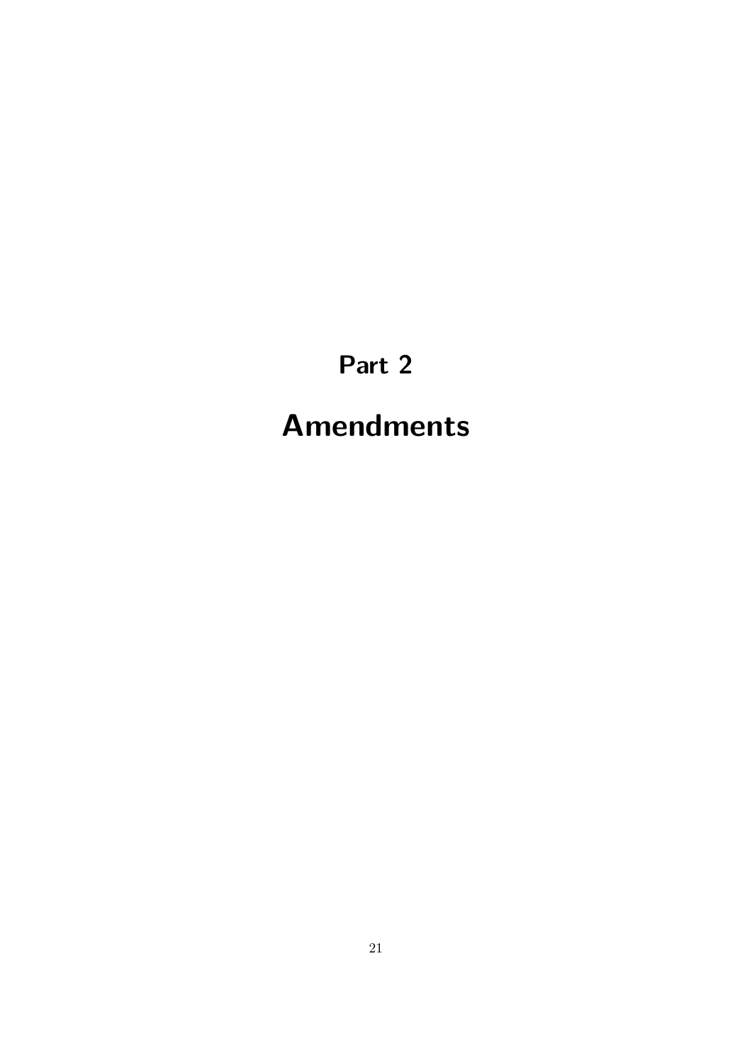# Part 2

# Amendments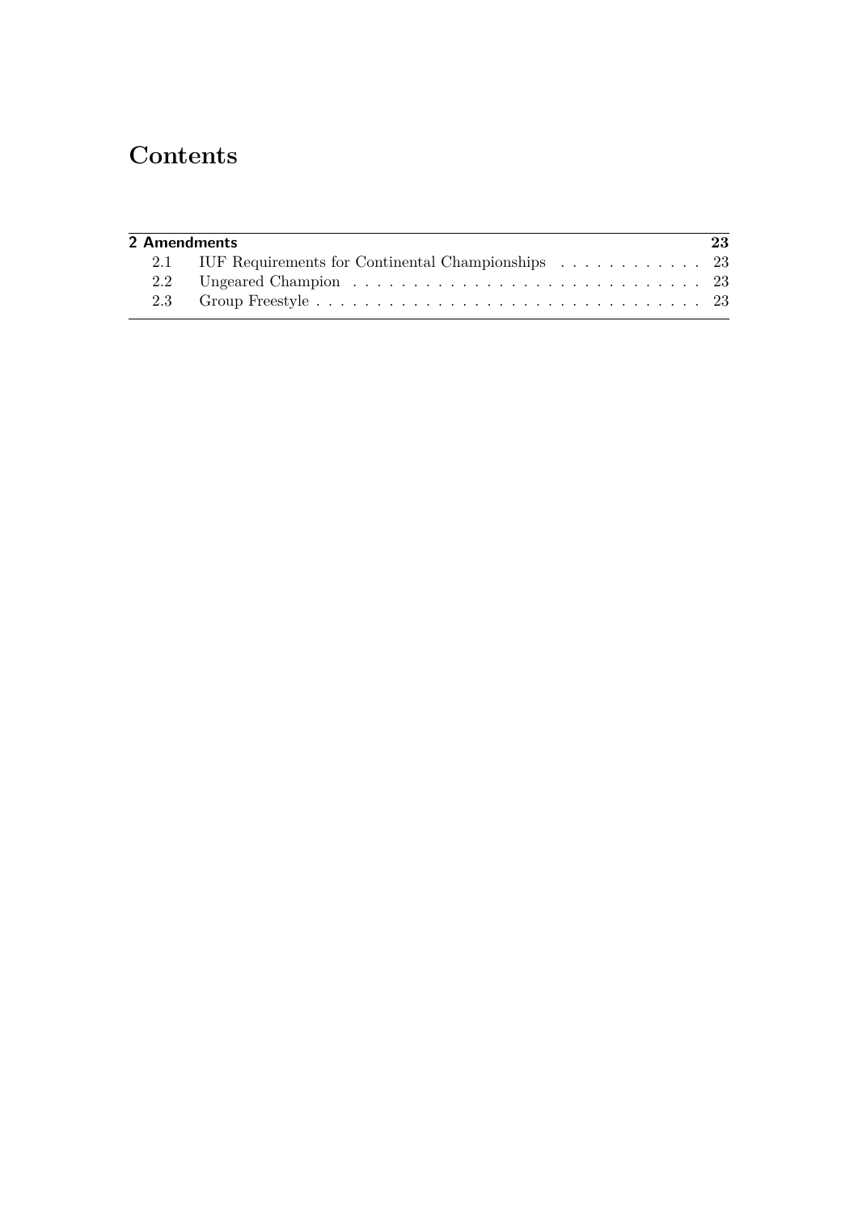# Contents

| | |
|---|---|
| **2 Amendments** | **23** |
| 2.1 IUF Requirements for Continental Championships | 23 |
| 2.2 Ungeared Champion | 23 |
| 2.3 Group Freestyle | 23 |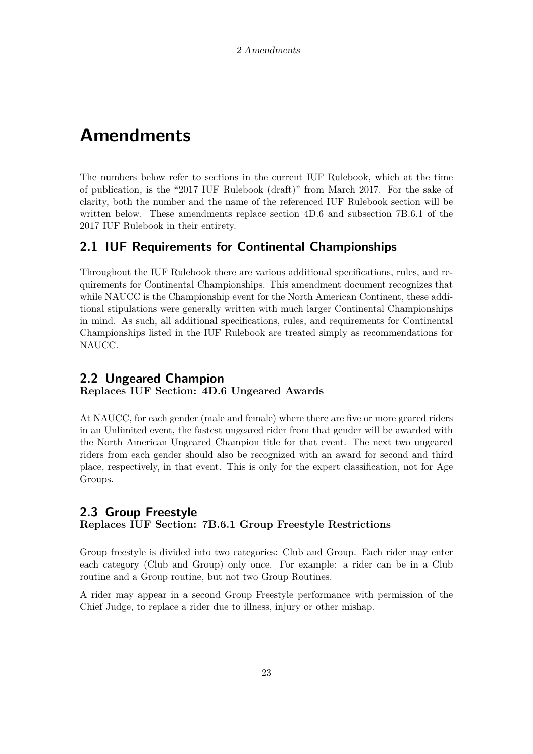# Amendments

The numbers below refer to sections in the current IUF Rulebook, which at the time of publication, is the "2017 IUF Rulebook (draft)" from March 2017. For the sake of clarity, both the number and the name of the referenced IUF Rulebook section will be written below. These amendments replace section 4D.6 and subsection 7B.6.1 of the 2017 IUF Rulebook in their entirety.

## 2.1 IUF Requirements for Continental Championships

Throughout the IUF Rulebook there are various additional specifications, rules, and requirements for Continental Championships. This amendment document recognizes that while NAUCC is the Championship event for the North American Continent, these additional stipulations were generally written with much larger Continental Championships in mind. As such, all additional specifications, rules, and requirements for Continental Championships listed in the IUF Rulebook are treated simply as recommendations for NAUCC.

## 2.2 Ungeared Champion

**Replaces IUF Section: 4D.6 Ungeared Awards**

At NAUCC, for each gender (male and female) where there are five or more geared riders in an Unlimited event, the fastest ungeared rider from that gender will be awarded with the North American Ungeared Champion title for that event. The next two ungeared riders from each gender should also be recognized with an award for second and third place, respectively, in that event. This is only for the expert classification, not for Age Groups.

## 2.3 Group Freestyle

**Replaces IUF Section: 7B.6.1 Group Freestyle Restrictions**

Group freestyle is divided into two categories: Club and Group. Each rider may enter each category (Club and Group) only once. For example: a rider can be in a Club routine and a Group routine, but not two Group Routines.

A rider may appear in a second Group Freestyle performance with permission of the Chief Judge, to replace a rider due to illness, injury or other mishap.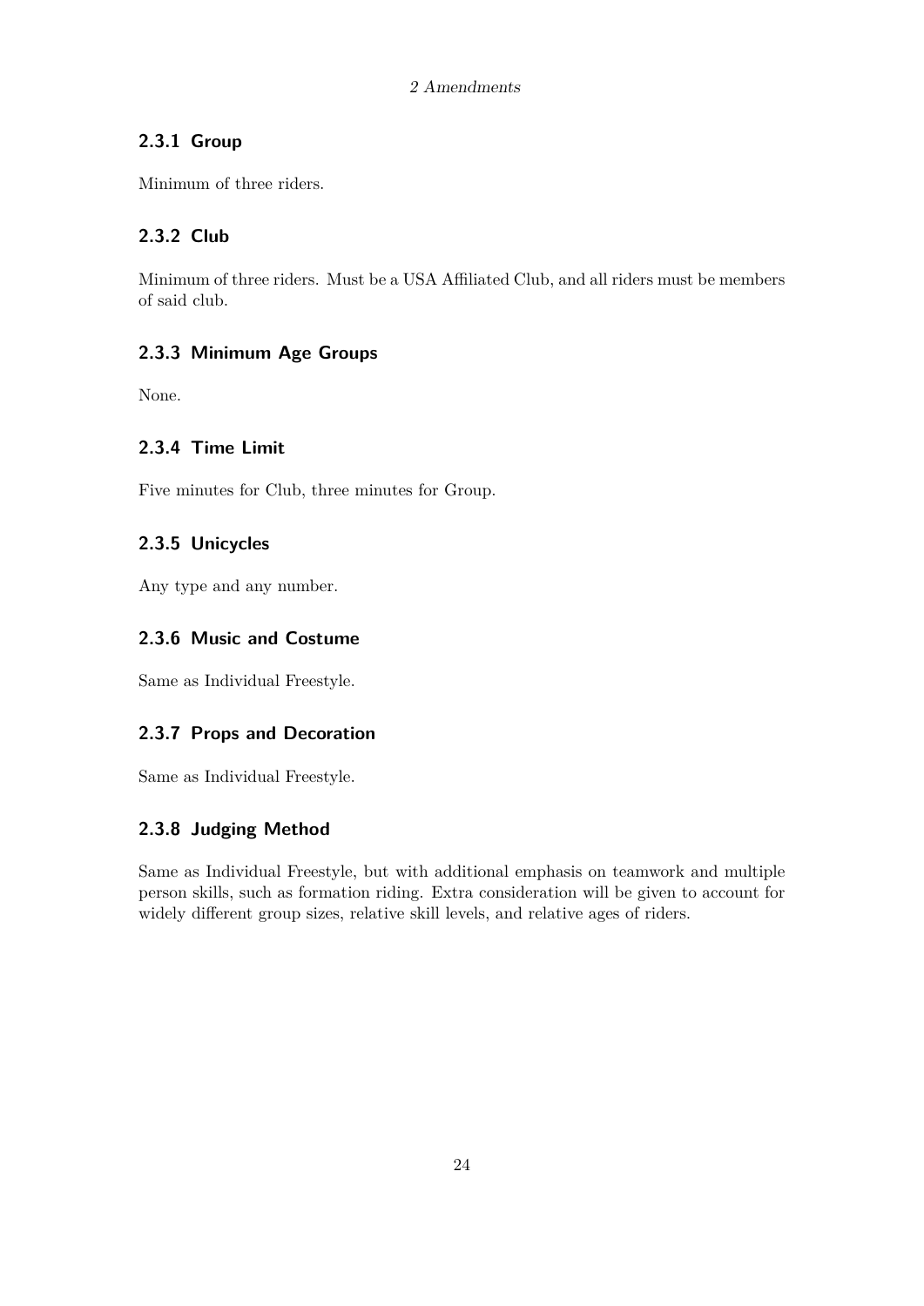### 2.3.1 Group

Minimum of three riders.

### 2.3.2 Club

Minimum of three riders. Must be a USA Affiliated Club, and all riders must be members of said club.

### 2.3.3 Minimum Age Groups

None.

### 2.3.4 Time Limit

Five minutes for Club, three minutes for Group.

### 2.3.5 Unicycles

Any type and any number.

### 2.3.6 Music and Costume

Same as Individual Freestyle.

### 2.3.7 Props and Decoration

Same as Individual Freestyle.

### 2.3.8 Judging Method

Same as Individual Freestyle, but with additional emphasis on teamwork and multiple person skills, such as formation riding. Extra consideration will be given to account for widely different group sizes, relative skill levels, and relative ages of riders.